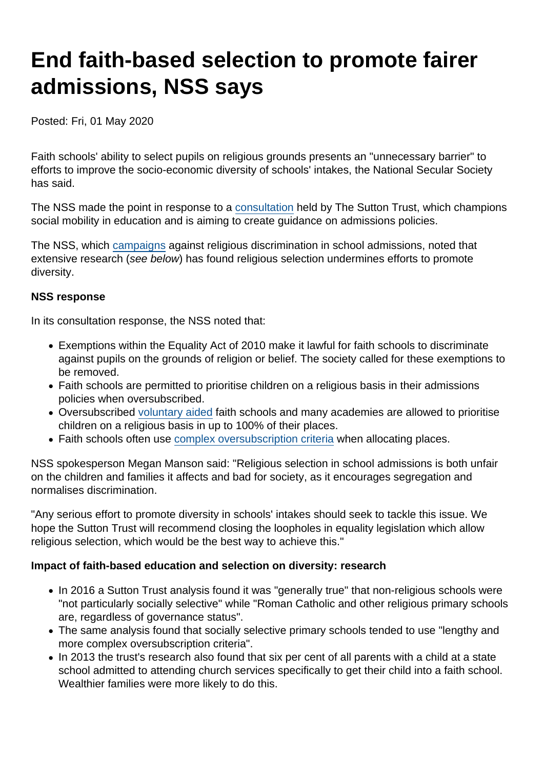# End faith-based selection to promote fairer admissions, NSS says

Posted: Fri, 01 May 2020

Faith schools' ability to select pupils on religious grounds presents an "unnecessary barrier" to efforts to improve the socio-economic diversity of schools' intakes, the National Secular Society has said.

The NSS made the point in response to a consultation held by The Sutton Trust, which champions social mobility in education and is aiming to create guidance on admissions policies.

The NSS, which campaigns against religious discrimination in school admissions, noted that extensive research (*see below*) has found religious selection undermines efforts to promote diversity.

**NSS response**

In its consultation response, the NSS noted that:

- Exemptions within the Equality Act of 2010 make it lawful for faith schools to discriminate against pupils on the grounds of religion or belief. The society called for these exemptions to be removed.
- Faith schools are permitted to prioritise children on a religious basis in their admissions policies when oversubscribed.
- Oversubscribed voluntary aided faith schools and many academies are allowed to prioritise children on a religious basis in up to 100% of their places.
- Faith schools often use complex oversubscription criteria when allocating places.

NSS spokesperson Megan Manson said: "Religious selection in school admissions is both unfair on the children and families it affects and bad for society, as it encourages segregation and normalises discrimination.

"Any serious effort to promote diversity in schools' intakes should seek to tackle this issue. We hope the Sutton Trust will recommend closing the loopholes in equality legislation which allow religious selection, which would be the best way to achieve this."

**Impact of faith-based education and selection on diversity: research**

- In 2016 a Sutton Trust analysis found it was "generally true" that non-religious schools were "not particularly socially selective" while "Roman Catholic and other religious primary schools are, regardless of governance status".
- The same analysis found that socially selective primary schools tended to use "lengthy and more complex oversubscription criteria".
- In 2013 the trust's research also found that six per cent of all parents with a child at a state school admitted to attending church services specifically to get their child into a faith school. Wealthier families were more likely to do this.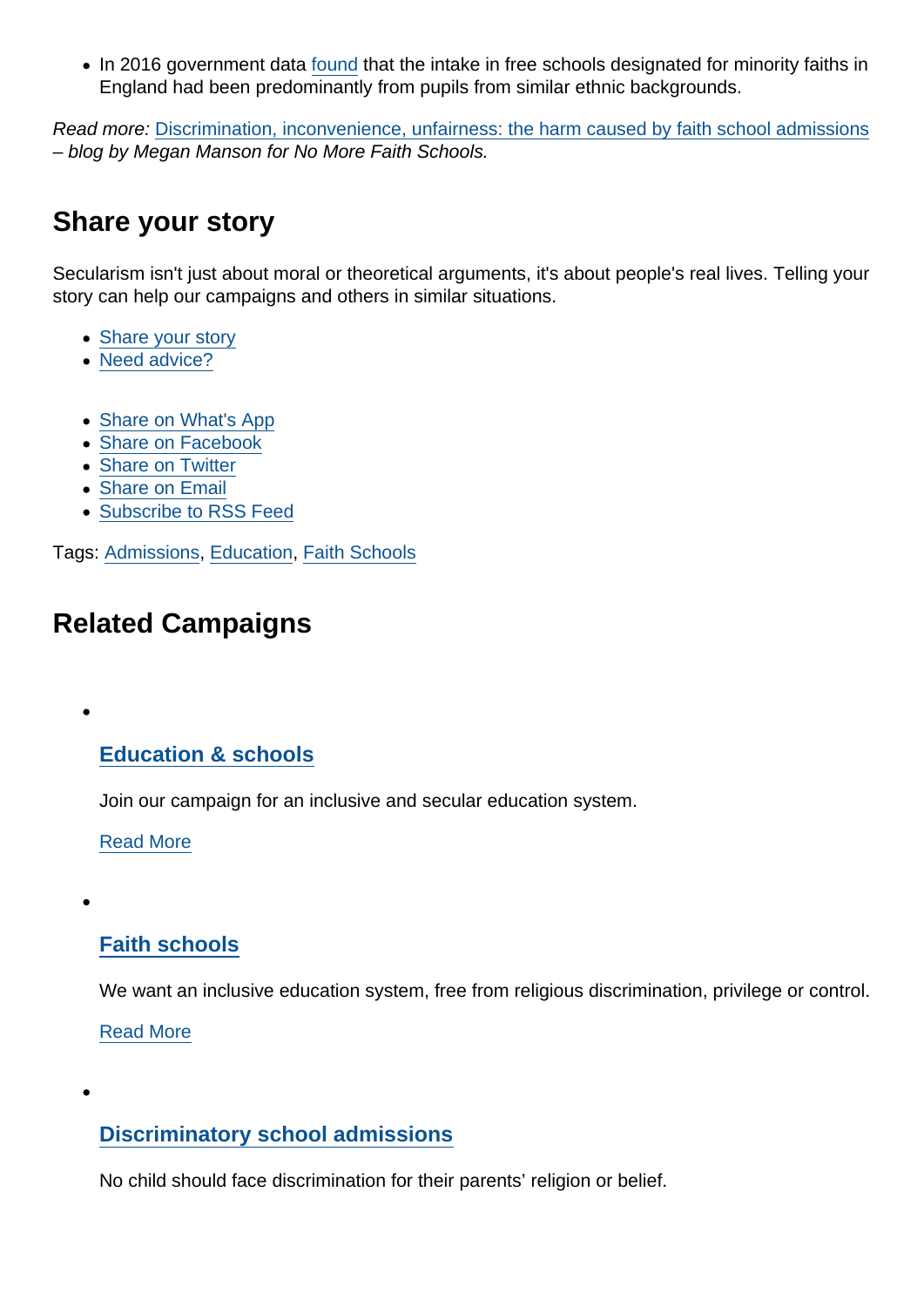- In 2016 government data found that the intake in free schools designated for minority faiths in England had been predominantly from pupils from similar ethnic backgrounds.

*Read more:* Discrimination, inconvenience, unfairness: the harm caused by faith school admissions *– blog by Megan Manson for No More Faith Schools.*

## Share your story

Secularism isn't just about moral or theoretical arguments, it's about people's real lives. Telling your story can help our campaigns and others in similar situations.

- Share your story
- Need advice?

- Share on What's App
- Share on Facebook
- Share on Twitter
- Share on Email
- Subscribe to RSS Feed

Tags: Admissions, Education, Faith Schools

## Related Campaigns

- ### Education & schools

  Join our campaign for an inclusive and secular education system.

  Read More

- ### Faith schools

  We want an inclusive education system, free from religious discrimination, privilege or control.

  Read More

- ### Discriminatory school admissions

  No child should face discrimination for their parents' religion or belief.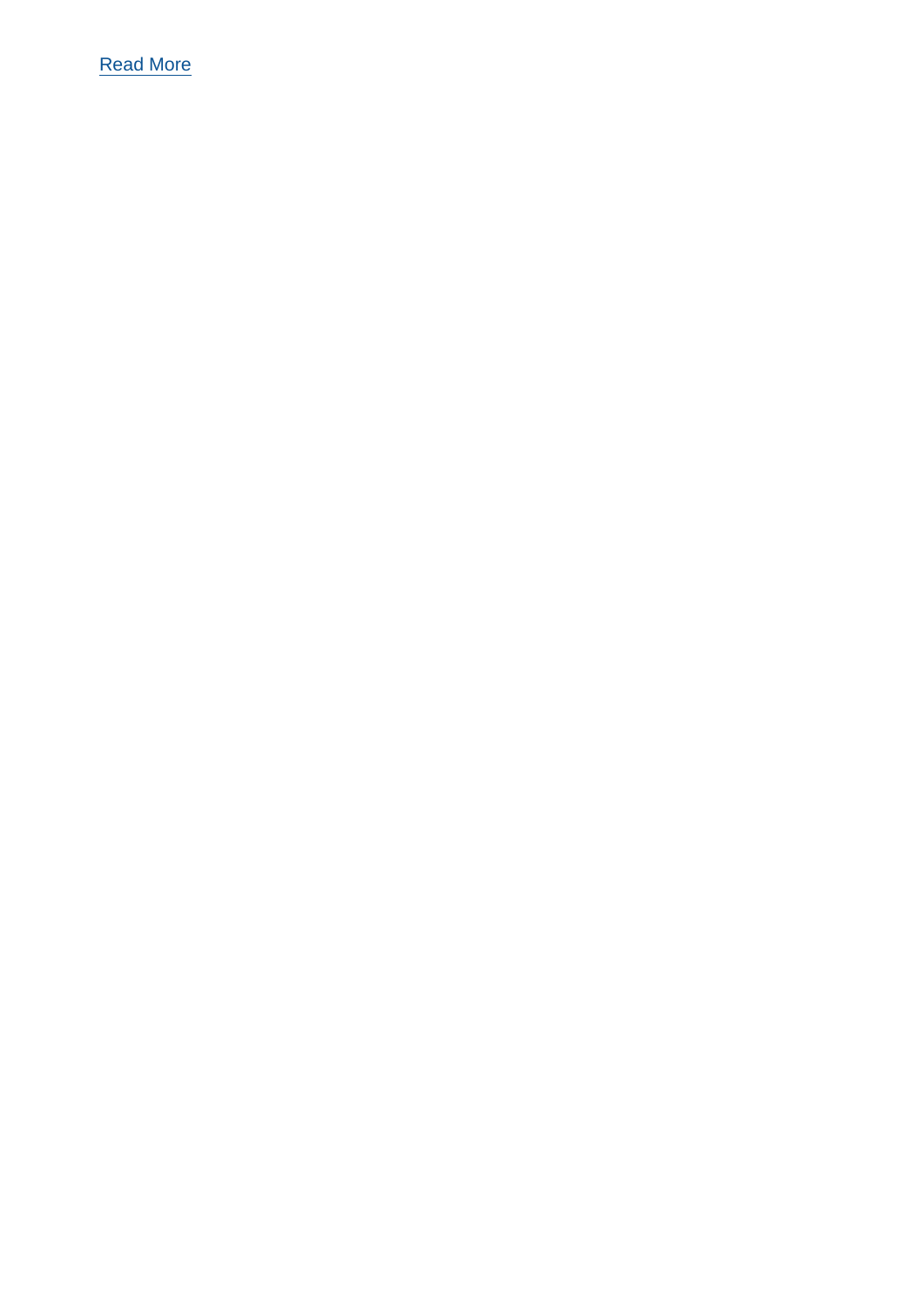Read More